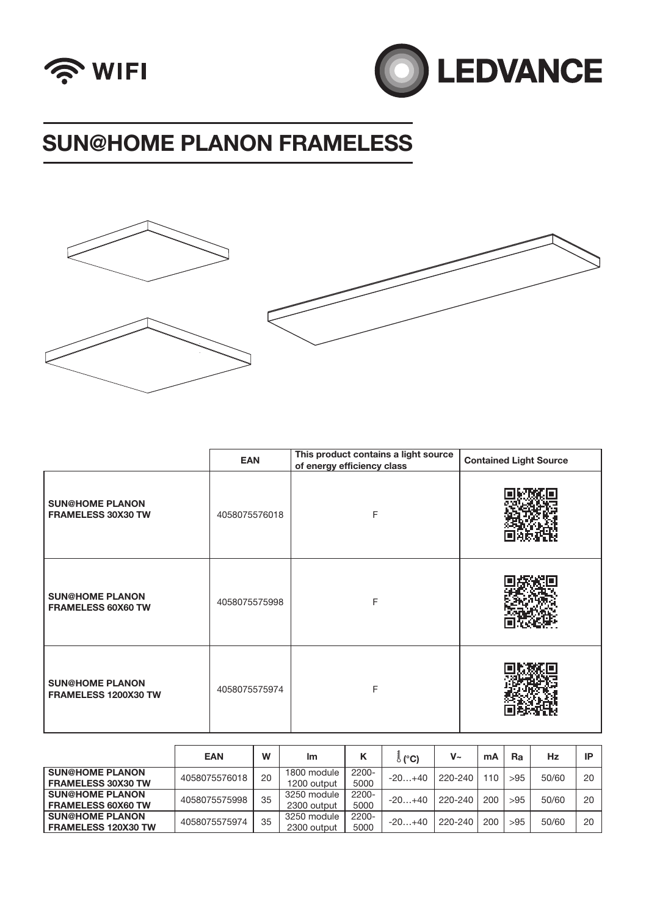WIFI

LEDVANCE

# SUN@HOME PLANON FRAMELESS

| | EAN | This product contains a light source of energy efficiency class | Contained Light Source |
|---|---|---|---|
| **SUN@HOME PLANON FRAMELESS 30X30 TW** | 4058075576018 | F | |
| **SUN@HOME PLANON FRAMELESS 60X60 TW** | 4058075575998 | F | |
| **SUN@HOME PLANON FRAMELESS 1200X30 TW** | 4058075575974 | F | |

| | EAN | W | lm | K | (°C) | V~ | mA | Ra | Hz | IP |
|---|---|---|---|---|---|---|---|---|---|---|
| **SUN@HOME PLANON FRAMELESS 30X30 TW** | 4058075576018 | 20 | 1800 module 1200 output | 2200-5000 | -20…+40 | 220-240 | 110 | >95 | 50/60 | 20 |
| **SUN@HOME PLANON FRAMELESS 60X60 TW** | 4058075575998 | 35 | 3250 module 2300 output | 2200-5000 | -20…+40 | 220-240 | 200 | >95 | 50/60 | 20 |
| **SUN@HOME PLANON FRAMELESS 120X30 TW** | 4058075575974 | 35 | 3250 module 2300 output | 2200-5000 | -20…+40 | 220-240 | 200 | >95 | 50/60 | 20 |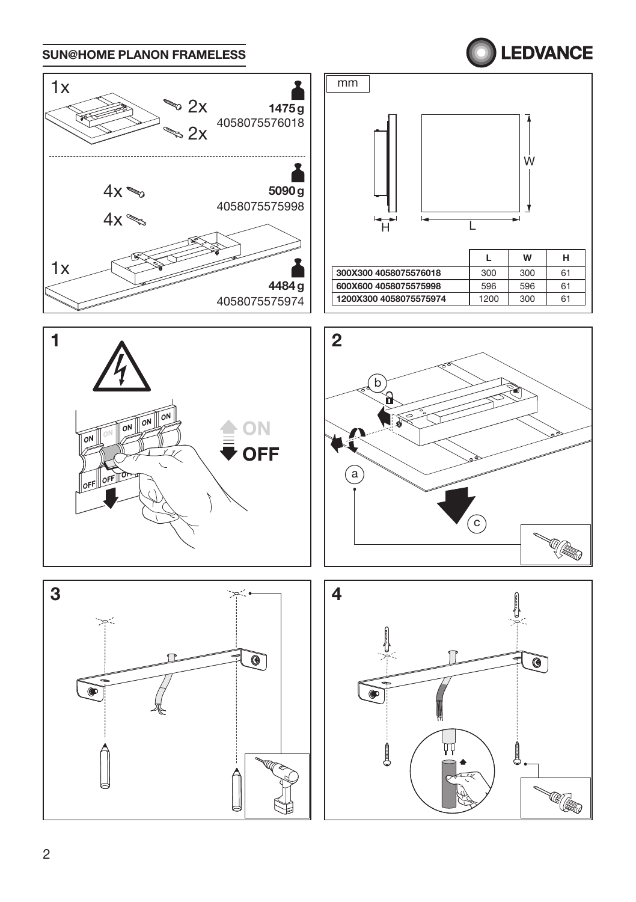## SUN@HOME PLANON FRAMELESS

1x

2x

2x

**1475 g**

4058075576018

4x

4x

**5090 g**

4058075575998

1x

**4484 g**

4058075575974

mm

|  | L | W | H |
|---|---|---|---|
| **300X300 4058075576018** | 300 | 300 | 61 |
| **600X600 4058075575998** | 596 | 596 | 61 |
| **1200X300 4058075575974** | 1200 | 300 | 61 |

**1**

ON

OFF

**2**

a

b

c

**3**

**4**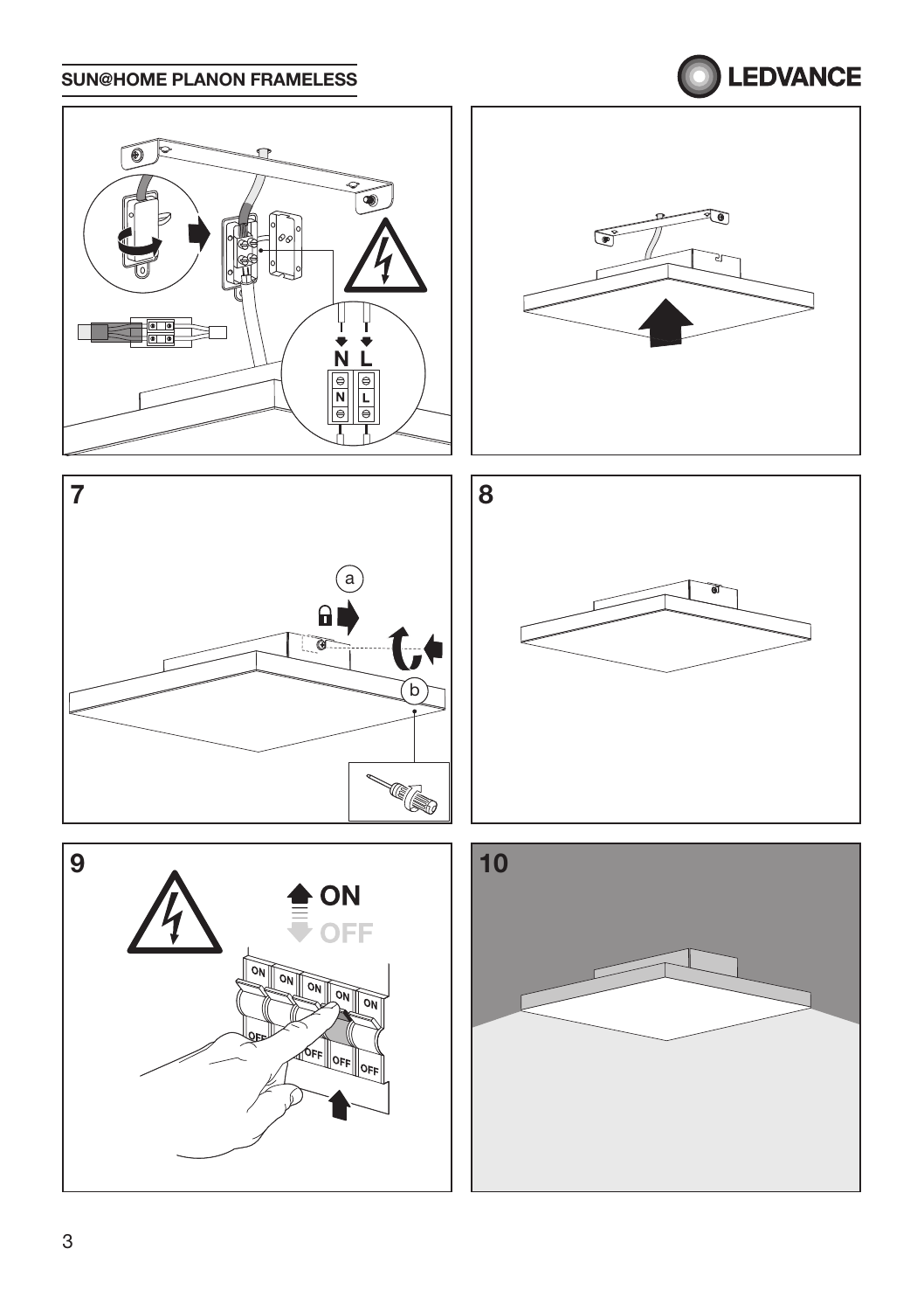7

a

b

8

9

ON

OFF

10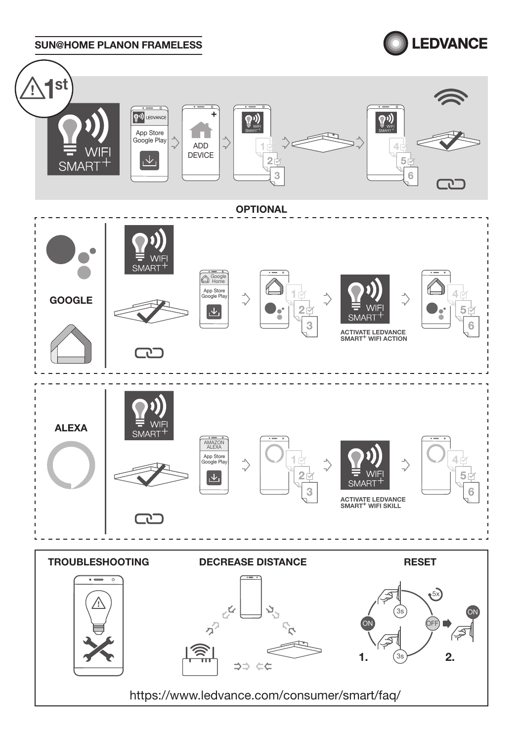## SUN@HOME PLANON FRAMELESS

LEDVANCE

1st

WIFI SMART+

LEDVANCE

App Store
Google Play

ADD DEVICE

WIFI SMART+

1 2 3

4 5 6

### OPTIONAL

**GOOGLE**

WIFI SMART+

Google Home

App Store
Google Play

1 2 3

WIFI SMART+

ACTIVATE LEDVANCE SMART+ WIFI ACTION

4 5 6

**ALEXA**

WIFI SMART+

AMAZON ALEXA

App Store
Google Play

1 2 3

WIFI SMART+

ACTIVATE LEDVANCE SMART+ WIFI SKILL

4 5 6

**TROUBLESHOOTING**

**DECREASE DISTANCE**

**RESET**

ON 3s 5x OFF 3s ON

1. 2.

https://www.ledvance.com/consumer/smart/faq/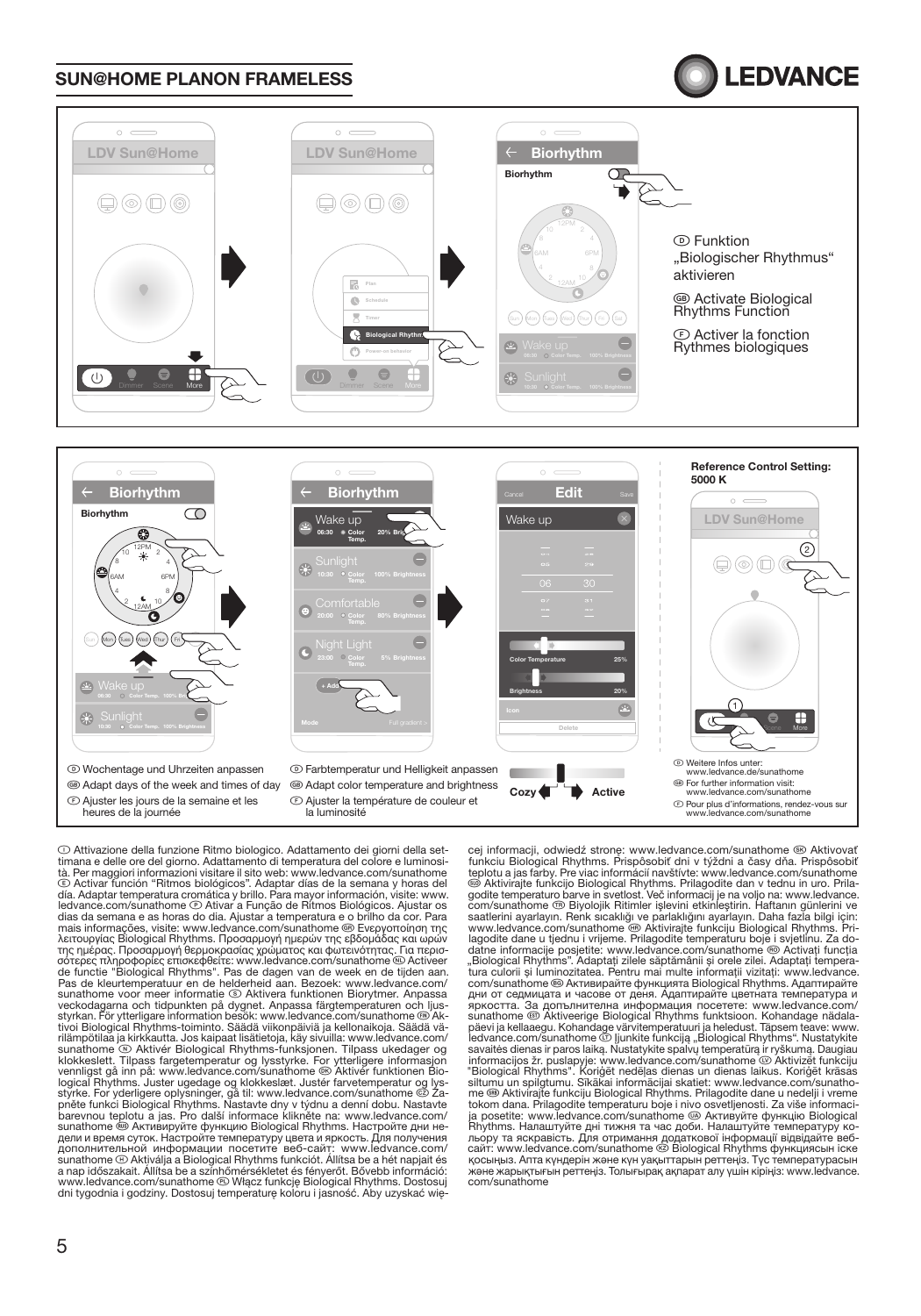## SUN@HOME PLANON FRAMELESS

LEDVANCE

LDV Sun@Home

Dimmer Scene More

Plan
Schedule
Timer
Biological Rhythm
Power-on behavior

Biorhythm

Biorhythm

Wake up 06:30 Color Temp. 100% Brightness

Sunlight 10:30 Color Temp. 100% Brightness

Ⓓ Funktion „Biologischer Rhythmus" aktivieren

ⒼⒷ Activate Biological Rhythms Function

Ⓕ Activer la fonction Rythmes biologiques

Biorhythm

Wake up 06:30 Color Temp. 20% Brightness

Sunlight 10:30 Color Temp. 100% Brightness

Comfortable 20:00 Color Temp. 80% Brightness

Night Light 23:00 Color Temp. 5% Brightness

+ Add

Mode Full gradient

Cancel Edit Save

Wake up

06 30

Color Temperature 25%

Brightness 20%

Icon

Delete

Reference Control Setting: 5000 K

Ⓓ Wochentage und Uhrzeiten anpassen

ⒼⒷ Adapt days of the week and times of day

Ⓕ Ajuster les jours de la semaine et les heures de la journée

Ⓓ Farbtemperatur und Helligkeit anpassen

ⒼⒷ Adapt color temperature and brightness

Ⓕ Ajuster la température de couleur et la luminosité

Cozy Active

Ⓓ Weitere Infos unter: www.ledvance.de/sunathome

ⒼⒷ For further information visit: www.ledvance.com/sunathome

Ⓕ Pour plus d'informations, rendez-vous sur www.ledvance.com/sunathome

Ⓘ Attivazione della funzione Ritmo biologico. Adattamento dei giorni della settimana e delle ore del giorno. Adattamento di temperatura del colore e luminosità. Per maggiori informazioni visitare il sito web: www.ledvance.com/sunathome Ⓔ Activar función "Ritmos biológicos". Adaptar días de la semana y horas del día. Adaptar temperatura cromática y brillo. Para mayor información, visite: www.ledvance.com/sunathome Ⓟ Ativar a Função de Ritmos Biológicos. Ajustar os dias da semana e as horas do dia. Ajustar a temperatura e o brilho da cor. Para mais informações, visite: www.ledvance.com/sunathome ⒼⓇ Ενεργοποίηση της λειτουργίας Biological Rhythms. Προσαρμογή ημερών της εβδομάδας και ωρών της ημέρας. Προσαρμογή θερμοκρασίας χρώματος και φωτεινότητας. Για περισσότερες πληροφορίες επισκεφθείτε: www.ledvance.com/sunathome ⓃⓁ Activeer de functie "Biological Rhythms". Pas de dagen van de week en de tijden aan. Pas de kleurtemperatuur en de helderheid aan. Bezoek: www.ledvance.com/sunathome voor meer informatie Ⓢ Aktivera funktionen Biorytmer. Anpassa veckodagarna och tidpunkten på dygnet. Anpassa färgtemperaturen och ljusstyrkan. För ytterligare information besök: www.ledvance.com/sunathome ⒻⒾⓃ Aktivoi Biological Rhythms-toiminto. Säädä viikonpäiviä ja kellonaikoja. Säädä värilämpötilaa ja kirkkautta. Jos kaipaat lisätietoja, käy sivuilla: www.ledvance.com/sunathome Ⓝ Aktivér Biological Rhythms-funksjonen. Tilpass ukedager og klokkeslett. Tilpass fargetemperatur og lysstyrke. For ytterligere informasjon vennligst gå inn på: www.ledvance.com/sunathome ⒹⓀ Aktivér funktionen Biological Rhythms. Juster ugedage og klokkeslæt. Justér farvetemperatur og lysstyrke. For yderligere oplysninger, gå til: www.ledvance.com/sunathome ⒸⓏ Zapněte funkci Biological Rhythms. Nastavte dny v týdnu a denní dobu. Nastavte barevnou teplotu a jas. Pro další informace klikněte na: www.ledvance.com/sunathome ⓇⓊ Активируйте функцию Biological Rhythms. Настройте дни недели и время суток. Настройте температуру цвета и яркость. Для получения дополнительной информации посетите веб-сайт: www.ledvance.com/sunathome Ⓗ Aktiválja a Biological Rhythms funkciót. Állítsa be a hét napjait és a nap időszakait. Állítsa be a színhőmérsékletet és fényerőt. Bővebb információ: www.ledvance.com/sunathome ⓅⓁ Włącz funkcję Biological Rhythms. Dostosuj dni tygodnia i godziny. Dostosuj temperaturę koloru i jasność. Aby uzyskać więcej informacji, odwiedź stronę: www.ledvance.com/sunathome ⓈⓀ Aktivovať funkciu Biological Rhythms. Prispôsobiť dni v týždni a časy dňa. Prispôsobiť teplotu a jas farby. Pre viac informácií navštívte: www.ledvance.com/sunathome ⓈⓁⓄ Aktivirajte funkcijo Biological Rhythms. Prilagodite dan v tednu in uro. Prilagodite temperaturo barve in svetlost. Več informacij je na voljo na: www.ledvance.com/sunathome ⓉⓇ Biyolojik Ritimler işlevini etkinleştirin. Haftanın günlerini ve saatlerini ayarlayın. Renk sıcaklığı ve parlaklığını ayarlayın. Daha fazla bilgi için: www.ledvance.com/sunathome ⒽⓇ Aktivirajte funkciju Biological Rhythms. Prilagodite dane u tjednu i vrijeme. Prilagodite temperaturu boje i svjetlinu. Za dodatne informacije posjetite: www.ledvance.com/sunathome ⓇⓄ Activați funcția „Biological Rhythms". Adaptați zilele săptămânii și orele zilei. Adaptați temperatura culorii și luminozitatea. Pentru mai multe informații vizitați: www.ledvance.com/sunathome ⒷⒼ Активирайте функцията Biological Rhythms. Адаптирайте дни от седмицата и часове от деня. Адаптирайте цветната температура и яркостта. За допълнителна информация посетете: www.ledvance.com/sunathome ⒺⓈⓉ Aktiveerige Biological Rhythms funktsioon. Kohandage nädalapäevi ja kellaaegu. Kohandage värvitemperatuuri ja heledust. Täpsem teave: www.ledvance.com/sunathome ⓁⓉ Įjunkite funkciją „Biological Rhythms". Nustatykite savaitės dienas ir paros laiką. Nustatykite spalvų temperatūrą ir ryškumą. Daugiau informacijos žr. puslapyje: www.ledvance.com/sunathome ⓁⓋ Aktivizēt funkciju "Biological Rhythms". Koriģēt nedēļas dienas un dienas laikus. Koriģēt krāsas siltumu un spilgtumu. Sīkākai informācijai skatiet: www.ledvance.com/sunathome ⓈⓇⒷ Aktivirajte funkciju Biological Rhythms. Prilagodite dane u nedelji i vreme tokom dana. Prilagodite temperaturu boje i nivo osvetljenosti. Za više informacija posetite: www.ledvance.com/sunathome ⓊⒶ Активуйте функцію Biological Rhythms. Налаштуйте дні тижня та час доби. Налаштуйте температуру кольору та яскравість. Для отримання додаткової інформації відвідайте веб-сайт: www.ledvance.com/sunathome ⓀⓏ Biological Rhythms функциясын іске қосыңыз. Апта күндерін және күн уақыттарын реттеңіз. Түс температурасын және жарықтығын реттеңіз. Толығырақ ақпарат алу үшін кіріңіз: www.ledvance.com/sunathome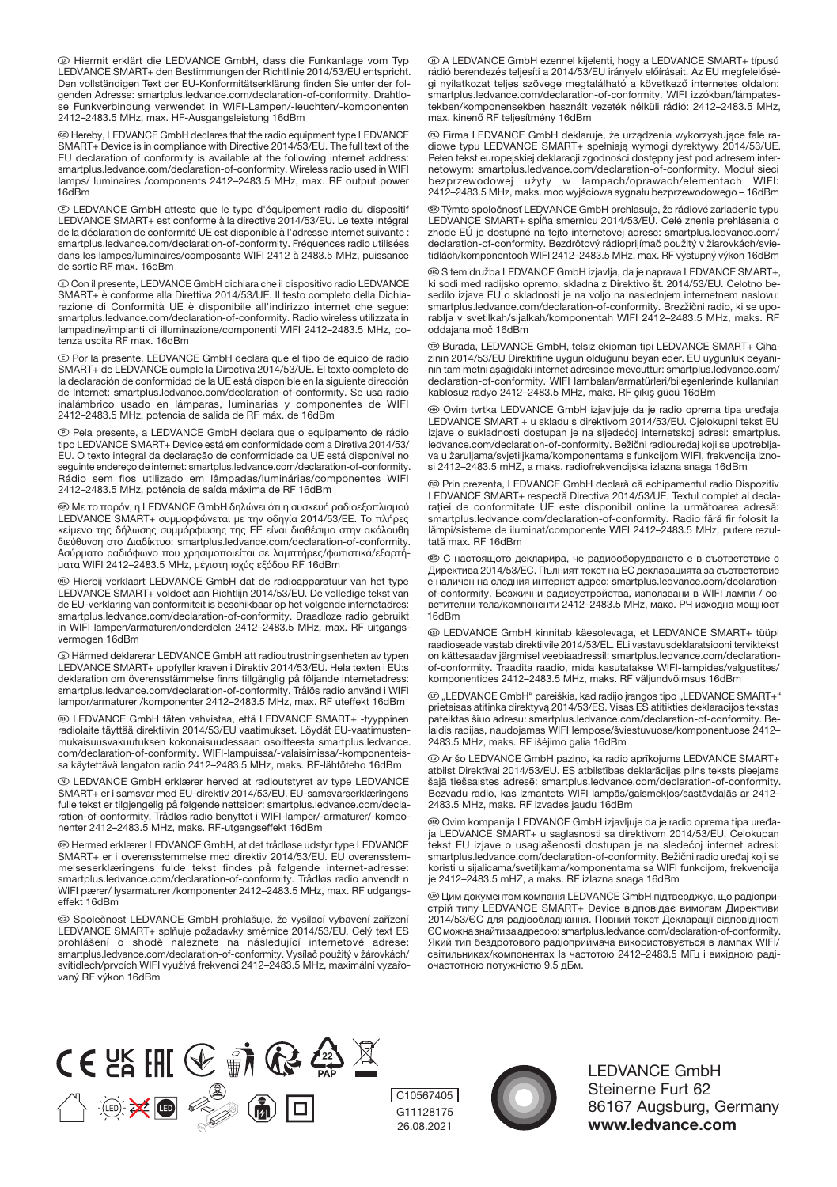Ⓓ Hiermit erklärt die LEDVANCE GmbH, dass die Funkanlage vom Typ LEDVANCE SMART+ den Bestimmungen der Richtlinie 2014/53/EU entspricht. Den vollständigen Text der EU-Konformitätserklärung finden Sie unter der folgenden Adresse: smartplus.ledvance.com/declaration-of-conformity. Drahtlose Funkverbindung verwendet in WIFI-Lampen/-leuchten/-komponenten 2412–2483.5 MHz, max. HF-Ausgangsleistung 16dBm

Ⓖ Hereby, LEDVANCE GmbH declares that the radio equipment type LEDVANCE SMART+ Device is in compliance with Directive 2014/53/EU. The full text of the EU declaration of conformity is available at the following internet address: smartplus.ledvance.com/declaration-of-conformity. Wireless radio used in WIFI lamps/ luminaires /components 2412–2483.5 MHz, max. RF output power 16dBm

Ⓕ LEDVANCE GmbH atteste que le type d'équipement radio du dispositif LEDVANCE SMART+ est conforme à la directive 2014/53/EU. Le texte intégral de la déclaration de conformité UE est disponible à l'adresse internet suivante : smartplus.ledvance.com/declaration-of-conformity. Fréquences radio utilisées dans les lampes/luminaires/composants WIFI 2412 à 2483.5 MHz, puissance de sortie RF max. 16dBm

Ⓘ Con il presente, LEDVANCE GmbH dichiara che il dispositivo radio LEDVANCE SMART+ è conforme alla Direttiva 2014/53/UE. Il testo completo della Dichiarazione di Conformità UE è disponibile all'indirizzo internet che segue: smartplus.ledvance.com/declaration-of-conformity. Radio wireless utilizzata in lampadine/impianti di illuminazione/componenti WIFI 2412–2483.5 MHz, potenza uscita RF max. 16dBm

Ⓔ Por la presente, LEDVANCE GmbH declara que el tipo de equipo de radio SMART+ de LEDVANCE cumple la Directiva 2014/53/UE. El texto completo de la declaración de conformidad de la UE está disponible en la siguiente dirección de Internet: smartplus.ledvance.com/declaration-of-conformity. Se usa radio inalámbrico usado en lámparas, luminarias y componentes de WIFI 2412–2483.5 MHz, potencia de salida de RF máx. de 16dBm

Ⓟ Pela presente, a LEDVANCE GmbH declara que o equipamento de rádio tipo LEDVANCE SMART+ Device está em conformidade com a Diretiva 2014/53/EU. O texto integral da declaração de conformidade da UE está disponível no seguinte endereço de internet: smartplus.ledvance.com/declaration-of-conformity. Rádio sem fios utilizado em lâmpadas/luminárias/componentes WIFI 2412–2483.5 MHz, potência de saída máxima de RF 16dBm

Ⓖⓡ Με το παρόν, η LEDVANCE GmbH δηλώνει ότι η συσκευή ραδιοεξοπλισμού LEDVANCE SMART+ συμμορφώνεται με την οδηγία 2014/53/ΕΕ. Το πλήρες κείμενο της δήλωσης συμμόρφωσης της ΕΕ είναι διαθέσιμο στην ακόλουθη διεύθυνση στο Διαδίκτυο: smartplus.ledvance.com/declaration-of-conformity. Ασύρματο ραδιόφωνο που χρησιμοποιείται σε λαμπτήρες/φωτιστικά/εξαρτήματα WIFI 2412–2483.5 MHz, μέγιστη ισχύς εξόδου RF 16dBm

Ⓝⓛ Hierbij verklaart LEDVANCE GmbH dat de radioapparatuur van het type LEDVANCE SMART+ voldoet aan Richtlijn 2014/53/EU. De volledige tekst van de EU-verklaring van conformiteit is beschikbaar op het volgende internetadres: smartplus.ledvance.com/declaration-of-conformity. Draadloze radio gebruikt in WIFI lampen/armaturen/onderdelen 2412–2483.5 MHz, max. RF uitgangsvermogen 16dBm

Ⓢ Härmed deklarerar LEDVANCE GmbH att radioutrustningsenheten av typen LEDVANCE SMART+ uppfyller kraven i Direktiv 2014/53/EU. Hela texten i EU:s deklaration om överensstämmelse finns tillgänglig på följande internetadress: smartplus.ledvance.com/declaration-of-conformity. Trålös radio använd i WIFI lampor/armaturer /komponenter 2412–2483.5 MHz, max. RF uteffekt 16dBm

Ⓕⓘⓝ LEDVANCE GmbH täten vahvistaa, että LEDVANCE SMART+ -tyyppinen radiolaite täyttää direktiivin 2014/53/EU vaatimukset. Löydät EU-vaatimustenmukaisuusvakuutuksen kokonaisuudessaan osoitteesta smartplus.ledvance.com/declaration-of-conformity. WIFI-lampuissa/-valaisimissa/-komponenteissa käytettävä langaton radio 2412–2483.5 MHz, maks. RF-lähtöteho 16dBm

Ⓝ LEDVANCE GmbH erklærer herved at radioutstyret av type LEDVANCE SMART+ er i samsvar med EU-direktiv 2014/53/EU. EU-samsvarserklæringens fulle tekst er tilgjengelig på følgende nettsider: smartplus.ledvance.com/declaration-of-conformity. Trådløs radio benyttet i WIFI-lamper/-armaturer/-komponenter 2412–2483.5 MHz, maks. RF-utgangseffekt 16dBm

Ⓓⓚ Hermed erklærer LEDVANCE GmbH, at det trådløse udstyr type LEDVANCE SMART+ er i overensstemmelse med direktiv 2014/53/EU. EU overensstemmelseserklæringens fulde tekst findes på følgende internet-adresse: smartplus.ledvance.com/declaration-of-conformity. Trådløs radio anvendt n WIFI pærer/ lysarmaturer /komponenter 2412–2483.5 MHz, max. RF udgangseffekt 16dBm

Ⓒⓩ Společnost LEDVANCE GmbH prohlašuje, že vysílací vybavení zařízení LEDVANCE SMART+ splňuje požadavky směrnice 2014/53/EU. Celý text ES prohlášení o shodě naleznete na následující internetové adrese: smartplus.ledvance.com/declaration-of-conformity. Vysílač použitý v žárovkách/svítidlech/prvcích WIFI využívá frekvenci 2412–2483.5 MHz, maximální vyzařovaný RF výkon 16dBm

Ⓗ A LEDVANCE GmbH ezennel kijelenti, hogy a LEDVANCE SMART+ típusú rádió berendezés teljesíti a 2014/53/EU irányelv előírásait. Az EU megfelelőségi nyilatkozat teljes szövege megtalálható a következő internetes oldalon: smartplus.ledvance.com/declaration-of-conformity. WIFI izzókban/lámpatestekben/komponensekben használt vezeték nélküli rádió: 2412–2483.5 MHz, max. kinenő RF teljesítmény 16dBm

Ⓟⓛ Firma LEDVANCE GmbH deklaruje, że urządzenia wykorzystujące fale radiowe typu LEDVANCE SMART+ spełniają wymogi dyrektywy 2014/53/UE. Pełen tekst europejskiej deklaracji zgodności dostępny jest pod adresem internetowym: smartplus.ledvance.com/declaration-of-conformity. Moduł sieci bezprzewodowej użyty w lampach/oprawach/elementach WIFI: 2412–2483.5 MHz, maks. moc wyjściowa sygnału bezprzewodowego – 16dBm

Ⓢⓚ Týmto spoločnosť LEDVANCE GmbH prehlasuje, že rádiové zariadenie typu LEDVANCE SMART+ spĺňa smernicu 2014/53/EÚ. Celé znenie prehlásenia o zhode EÚ je dostupné na tejto internetovej adrese: smartplus.ledvance.com/declaration-of-conformity. Bezdrôtový rádioprijímač použitý v žiarovkách/svietidlách/komponentoch WIFI 2412–2483.5 MHz, max. RF výstupný výkon 16dBm

Ⓢⓛⓞ S tem družba LEDVANCE GmbH izjavlja, da je naprava LEDVANCE SMART+, ki sodi med radijsko opremo, skladna z Direktivo št. 2014/53/EU. Celotno besedilo izjave EU o skladnosti je na voljo na naslednjem internetnem naslovu: smartplus.ledvance.com/declaration-of-conformity. Brezžični radio, ki se uporablja v svetilkah/sijalkah/komponentah WIFI 2412–2483.5 MHz, maks. RF oddajana moč 16dBm

Ⓣⓡ Burada, LEDVANCE GmbH, telsiz ekipman tipi LEDVANCE SMART+ Cihazının 2014/53/EU Direktifine uygun olduğunu beyan eder. EU uygunluk beyanının tam metni aşağıdaki internet adresinde mevcuttur: smartplus.ledvance.com/declaration-of-conformity. WIFI lambaları/armatürleri/bileşenlerinde kullanılan kablosuz radyo 2412–2483.5 MHz, maks. RF çıkış gücü 16dBm

Ⓗⓡ Ovim tvrtka LEDVANCE GmbH izjavljuje da je radio oprema tipa uređaja LEDVANCE SMART + u skladu s direktivom 2014/53/EU. Cjelokupni tekst EU izjave o sukladnosti dostupan je na sljedećoj internetskoj adresi: smartplus.ledvance.com/declaration-of-conformity. Bežični radiouređaj koji se upotrebljava u žaruljama/svjetiljkama/komponentama s funkcijom WIFI, frekvencija iznosi 2412–2483.5 mHZ, a maks. radiofrekvencijska izlazna snaga 16dBm

Ⓡⓞ Prin prezenta, LEDVANCE GmbH declară că echipamentul radio Dispozitiv LEDVANCE SMART+ respectă Directiva 2014/53/UE. Textul complet al declarației de conformitate UE este disponibil online la următoarea adresă: smartplus.ledvance.com/declaration-of-conformity. Radio fără fir folosit la lămpi/sisteme de iluminat/componente WIFI 2412–2483.5 MHz, putere rezultată max. RF 16dBm

Ⓑⓖ С настоящото декларира, че радиооборудването е в съответствие с Директива 2014/53/ЕС. Пълният текст на ЕС декларацията за съответствие е наличен на следния интернет адрес: smartplus.ledvance.com/declaration-of-conformity. Безжични радиоустройства, използвани в WIFI лампи / осветителни тела/компоненти 2412–2483.5 MHz, макс. РЧ изходна мощност 16dBm

Ⓔⓢⓣ LEDVANCE GmbH kinnitab käesolevaga, et LEDVANCE SMART+ tüüpi raadioseade vastab direktiivile 2014/53/EL. ELi vastavusdeklaratsiooni tervikteksт on kättesaadav järgmisel veebiaadressil: smartplus.ledvance.com/declaration-of-conformity. Traadita raadio, mida kasutatakse WIFI-lampides/valgustites/komponentides 2412–2483.5 MHz, maks. RF väljundvõimsus 16dBm

Ⓛⓣ „LEDVANCE GmbH“ pareiškia, kad radijo įrangos tipo „LEDVANCE SMART+“ prietaisas atitinka direktyvą 2014/53/ES. Visas ES atitikties deklaracijos tekstas pateiktas šiuo adresu: smartplus.ledvance.com/declaration-of-conformity. Belaidis radijas, naudojamas WIFI lempose/šviestuvuose/komponentuose 2412–2483.5 MHz, maks. RF išėjimo galia 16dBm

Ⓛⓥ Ar šo LEDVANCE GmbH paziņo, ka radio aprīkojums LEDVANCE SMART+ atbilst Direktīvai 2014/53/EU. ES atbilstības deklarācijas pilns teksts pieejams šajā tiešsaistes adresē: smartplus.ledvance.com/declaration-of-conformity. Bezvadu radio, kas izmantots WIFI lampās/gaismekļos/sastāvdaļās ar 2412–2483.5 MHz, maks. RF izvades jaudu 16dBm

Ⓢⓡⓑ Ovim kompanija LEDVANCE GmbH izjavljuje da je radio oprema tipa uređaja LEDVANCE SMART+ u saglasnosti sa direktivom 2014/53/EU. Celokupan tekst EU izjave o usaglašenosti dostupan je na sledećoj internet adresi: smartplus.ledvance.com/declaration-of-conformity. Bežični radio uređaj koji se koristi u sijalicama/svetiljkama/komponentama sa WIFI funkcijom, frekvencija je 2412–2483.5 mHZ, a maks. RF izlazna snaga 16dBm

Ⓤⓐ Цим документом компанія LEDVANCE GmbH підтверджує, що радіопристрій типу LEDVANCE SMART+ Device відповідає вимогам Директиви 2014/53/ЄС для радіообладнання. Повний текст Декларації відповідності ЄС можна знайти за адресою: smartplus.ledvance.com/declaration-of-conformity. Який тип бездротового радіоприймача використовується в лампах WIFI/світильниках/компонентах із частотою 2412–2483.5 МГц і вихідною радіочастотною потужністю 9,5 дБм.

C10567405
G11128175
26.08.2021

LEDVANCE GmbH
Steinerne Furt 62
86167 Augsburg, Germany
**www.ledvance.com**